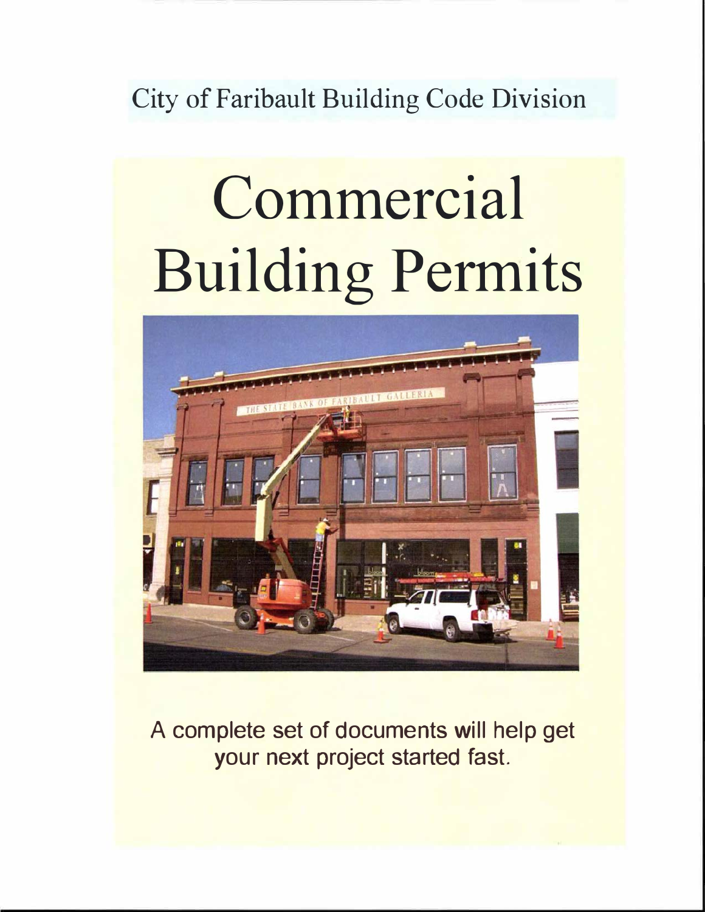City of Faribault Building Code Division

# Commercial Building Permits

A complete set of documents will help get your next project started fast.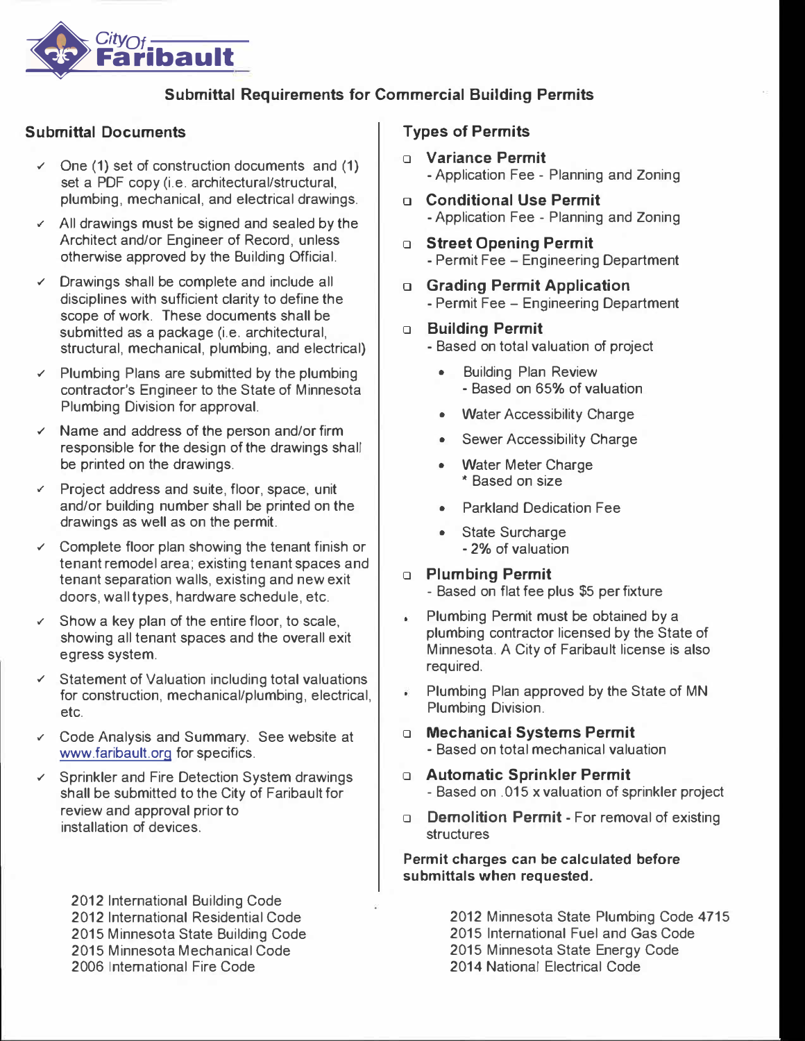City Of Faribault

# Submittal Requirements for Commercial Building Permits

## Submittal Documents

- ✓ One (1) set of construction documents and (1) set a PDF copy (i.e. architectural/structural, plumbing, mechanical, and electrical drawings.
- ✓ All drawings must be signed and sealed by the Architect and/or Engineer of Record, unless otherwise approved by the Building Official.
- ✓ Drawings shall be complete and include all disciplines with sufficient clarity to define the scope of work. These documents shall be submitted as a package (i.e. architectural, structural, mechanical, plumbing, and electrical)
- ✓ Plumbing Plans are submitted by the plumbing contractor's Engineer to the State of Minnesota Plumbing Division for approval.
- ✓ Name and address of the person and/or firm responsible for the design of the drawings shall be printed on the drawings.
- ✓ Project address and suite, floor, space, unit and/or building number shall be printed on the drawings as well as on the permit.
- ✓ Complete floor plan showing the tenant finish or tenant remodel area; existing tenant spaces and tenant separation walls, existing and new exit doors, wall types, hardware schedule, etc.
- ✓ Show a key plan of the entire floor, to scale, showing all tenant spaces and the overall exit egress system.
- ✓ Statement of Valuation including total valuations for construction, mechanical/plumbing, electrical, etc.
- ✓ Code Analysis and Summary. See website at www.faribault.org for specifics.
- ✓ Sprinkler and Fire Detection System drawings shall be submitted to the City of Faribault for review and approval prior to installation of devices.

## Types of Permits

- ❑ **Variance Permit**
  - Application Fee - Planning and Zoning
- ❑ **Conditional Use Permit**
  - Application Fee - Planning and Zoning
- ❑ **Street Opening Permit**
  - Permit Fee – Engineering Department
- ❑ **Grading Permit Application**
  - Permit Fee – Engineering Department
- ❑ **Building Permit**
  - Based on total valuation of project
    - Building Plan Review
      - Based on 65% of valuation
    - Water Accessibility Charge
    - Sewer Accessibility Charge
    - Water Meter Charge
      - * Based on size
    - Parkland Dedication Fee
    - State Surcharge
      - 2% of valuation
- ❑ **Plumbing Permit**
  - Based on flat fee plus $5 per fixture
- Plumbing Permit must be obtained by a plumbing contractor licensed by the State of Minnesota. A City of Faribault license is also required.
- Plumbing Plan approved by the State of MN Plumbing Division.
- ❑ **Mechanical Systems Permit**
  - Based on total mechanical valuation
- ❑ **Automatic Sprinkler Permit**
  - Based on .015 x valuation of sprinkler project
- ❑ **Demolition Permit** - For removal of existing structures

**Permit charges can be calculated before submittals when requested.**

2012 International Building Code
2012 International Residential Code
2015 Minnesota State Building Code
2015 Minnesota Mechanical Code
2006 International Fire Code

2012 Minnesota State Plumbing Code 4715
2015 International Fuel and Gas Code
2015 Minnesota State Energy Code
2014 National Electrical Code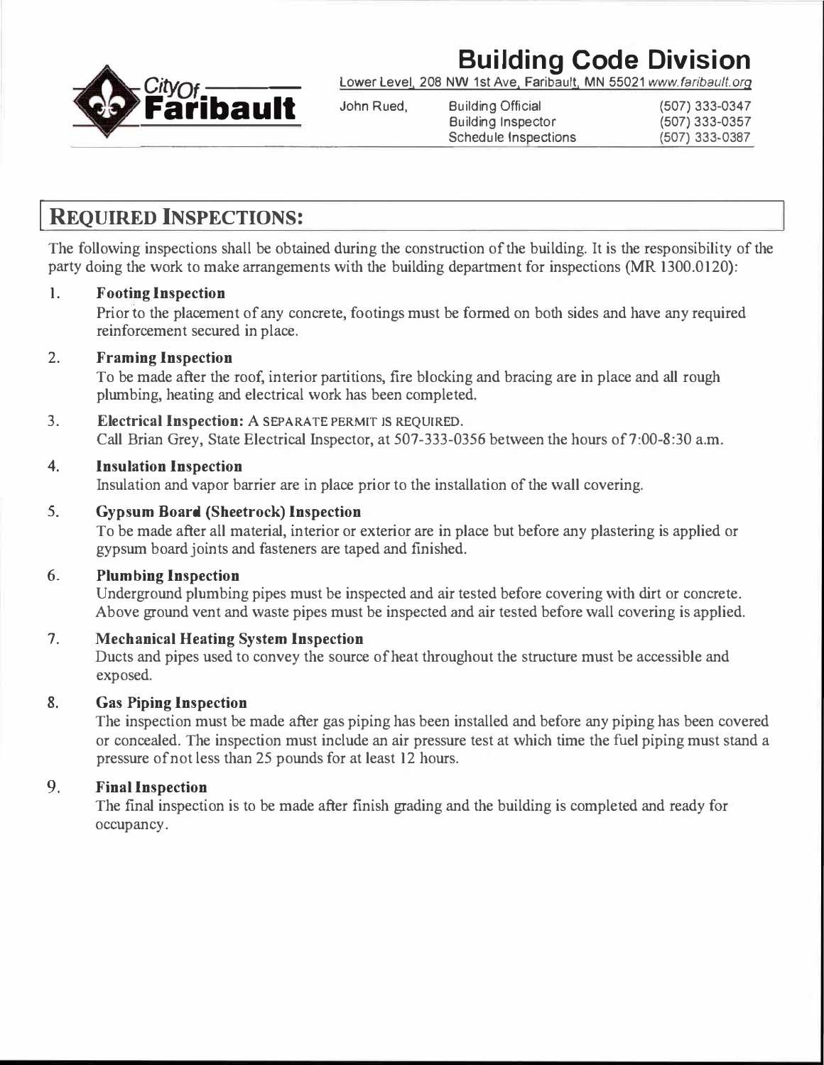# Building Code Division

Lower Level, 208 NW 1st Ave, Faribault, MN 55021 *www.faribault.org*

City Of **Faribault**

| John Rued, | Building Official | (507) 333-0347 |
|---|---|---|
| | Building Inspector | (507) 333-0357 |
| | Schedule Inspections | (507) 333-0387 |

## REQUIRED INSPECTIONS:

The following inspections shall be obtained during the construction of the building. It is the responsibility of the party doing the work to make arrangements with the building department for inspections (MR 1300.0120):

1. **Footing Inspection**
   Prior to the placement of any concrete, footings must be formed on both sides and have any required reinforcement secured in place.

2. **Framing Inspection**
   To be made after the roof, interior partitions, fire blocking and bracing are in place and all rough plumbing, heating and electrical work has been completed.

3. **Electrical Inspection:** A SEPARATE PERMIT IS REQUIRED.
   Call Brian Grey, State Electrical Inspector, at 507-333-0356 between the hours of 7:00-8:30 a.m.

4. **Insulation Inspection**
   Insulation and vapor barrier are in place prior to the installation of the wall covering.

5. **Gypsum Board (Sheetrock) Inspection**
   To be made after all material, interior or exterior are in place but before any plastering is applied or gypsum board joints and fasteners are taped and finished.

6. **Plumbing Inspection**
   Underground plumbing pipes must be inspected and air tested before covering with dirt or concrete. Above ground vent and waste pipes must be inspected and air tested before wall covering is applied.

7. **Mechanical Heating System Inspection**
   Ducts and pipes used to convey the source of heat throughout the structure must be accessible and exposed.

8. **Gas Piping Inspection**
   The inspection must be made after gas piping has been installed and before any piping has been covered or concealed. The inspection must include an air pressure test at which time the fuel piping must stand a pressure of not less than 25 pounds for at least 12 hours.

9. **Final Inspection**
   The final inspection is to be made after finish grading and the building is completed and ready for occupancy.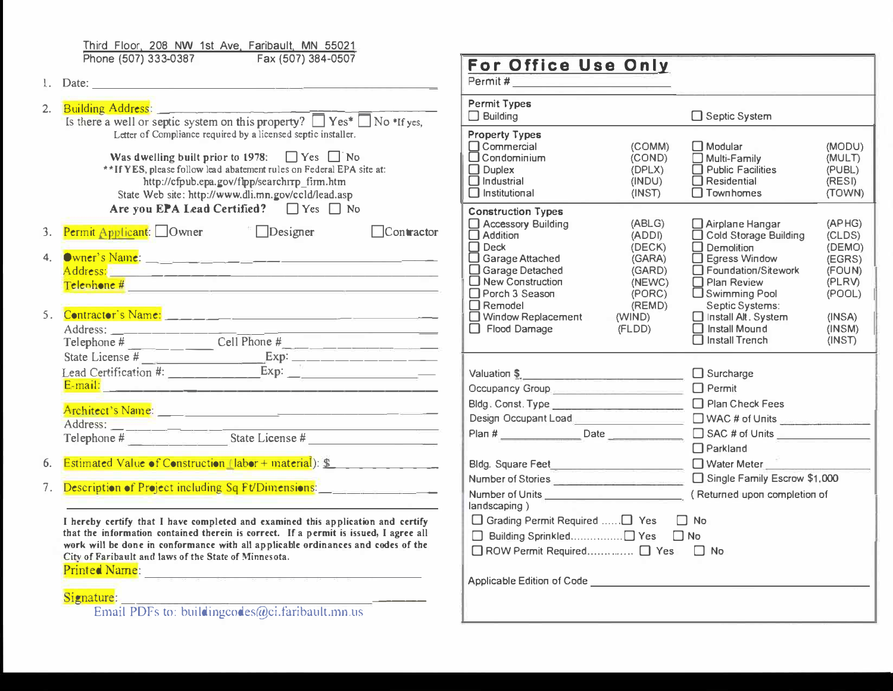Third Floor, 208 NW 1st Ave, Faribault, MN 55021
Phone (507) 333-0387 Fax (507) 384-0507

1. Date: ______________________________

2. Building Address: ______________________________
   Is there a well or septic system on this property? ☐ Yes* ☐ No *If yes, Letter of Compliance required by a licensed septic installer.

   **Was dwelling built prior to 1978:** ☐ Yes ☐ No
   **If YES, please follow lead abatement rules on Federal EPA site at: http://cfpub.epa.gov/flpp/searchrrp_firm.htm
   State Web site: http://www.dli.mn.gov/ccld/lead.asp
   **Are you EPA Lead Certified?** ☐ Yes ☐ No

3. Permit Applicant: ☐ Owner ☐ Designer ☐ Contractor

4. Owner's Name: ______________________________
   Address: ______________________________
   Telephone # ______________________________

5. Contractor's Name: ______________________________
   Address: ______________________________
   Telephone # ______________ Cell Phone # ______________
   State License # ______________ Exp: ______________
   Lead Certification #: ______________ Exp: ______________
   E-mail: ______________________________

   Architect's Name: ______________________________
   Address: ______________________________
   Telephone # ______________ State License # ______________

6. Estimated Value of Construction (labor + material): $ ______________

7. Description of Project including Sq Ft/Dimensions: ______________________________

______________________________

**I hereby certify that I have completed and examined this application and certify that the information contained therein is correct. If a permit is issued, I agree all work will be done in conformance with all applicable ordinances and codes of the City of Faribault and laws of the State of Minnesota.**

Printed Name: ______________________________

Signature: ______________________________

Email PDFs to: buildingcodes@ci.faribault.mn.us

## For Office Use Only

Permit # ______________

**Permit Types**

☐ Building ☐ Septic System

**Property Types**

| | | | |
|---|---|---|---|
| ☐ Commercial | (COMM) | ☐ Modular | (MODU) |
| ☐ Condominium | (COND) | ☐ Multi-Family | (MULT) |
| ☐ Duplex | (DPLX) | ☐ Public Facilities | (PUBL) |
| ☐ Industrial | (INDU) | ☐ Residential | (RESI) |
| ☐ Institutional | (INST) | ☐ Townhomes | (TOWN) |

**Construction Types**

| | | | |
|---|---|---|---|
| ☐ Accessory Building | (ABLG) | ☐ Airplane Hangar | (APHG) |
| ☐ Addition | (ADDI) | ☐ Cold Storage Building | (CLDS) |
| ☐ Deck | (DECK) | ☐ Demolition | (DEMO) |
| ☐ Garage Attached | (GARA) | ☐ Egress Window | (EGRS) |
| ☐ Garage Detached | (GARD) | ☐ Foundation/Sitework | (FOUN) |
| ☐ New Construction | (NEWC) | ☐ Plan Review | (PLRV) |
| ☐ Porch 3 Season | (PORC) | ☐ Swimming Pool | (POOL) |
| ☐ Remodel | (REMD) | Septic Systems: | |
| ☐ Window Replacement | (WIND) | ☐ Install Alt. System | (INSA) |
| ☐ Flood Damage | (FLDD) | ☐ Install Mound | (INSM) |
| | | ☐ Install Trench | (INST) |

Valuation $ ______________ ☐ Surcharge
Occupancy Group ______________ ☐ Permit
Bldg. Const. Type ______________ ☐ Plan Check Fees
Design Occupant Load ______________ ☐ WAC # of Units ______________
Plan # ______________ Date ______________ ☐ SAC # of Units ______________
☐ Parkland
Bldg. Square Feet ______________ ☐ Water Meter ______________
Number of Stories ______________ ☐ Single Family Escrow $1,000
Number of Units ______________ (Returned upon completion of landscaping)

☐ Grading Permit Required ...... ☐ Yes ☐ No
☐ Building Sprinkled................ ☐ Yes ☐ No
☐ ROW Permit Required.............. ☐ Yes ☐ No

Applicable Edition of Code ______________________________